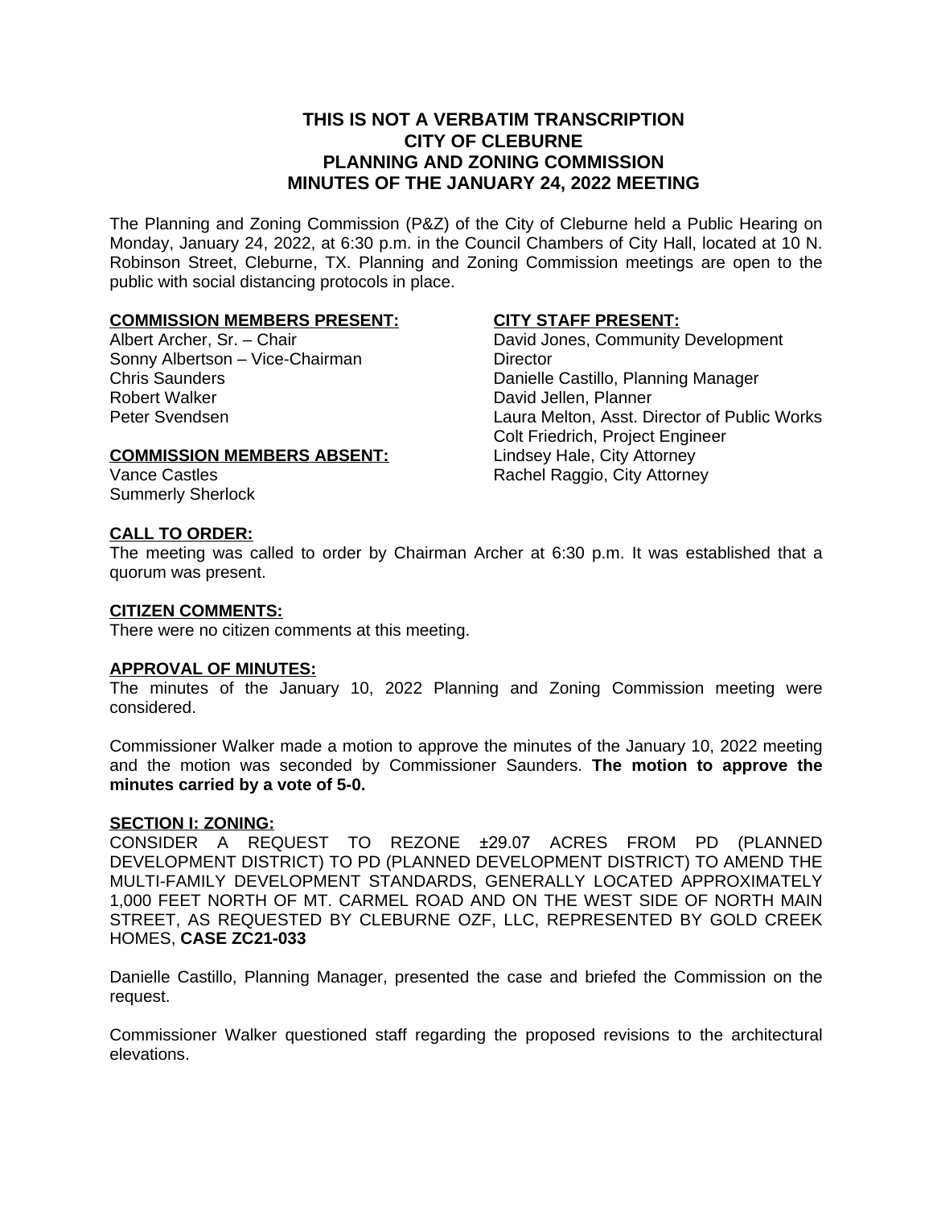# THIS IS NOT A VERBATIM TRANSCRIPTION
# CITY OF CLEBURNE
# PLANNING AND ZONING COMMISSION
# MINUTES OF THE JANUARY 24, 2022 MEETING

The Planning and Zoning Commission (P&Z) of the City of Cleburne held a Public Hearing on Monday, January 24, 2022, at 6:30 p.m. in the Council Chambers of City Hall, located at 10 N. Robinson Street, Cleburne, TX. Planning and Zoning Commission meetings are open to the public with social distancing protocols in place.

**COMMISSION MEMBERS PRESENT:**
Albert Archer, Sr. – Chair
Sonny Albertson – Vice-Chairman
Chris Saunders
Robert Walker
Peter Svendsen

**COMMISSION MEMBERS ABSENT:**
Vance Castles
Summerly Sherlock

**CITY STAFF PRESENT:**
David Jones, Community Development Director
Danielle Castillo, Planning Manager
David Jellen, Planner
Laura Melton, Asst. Director of Public Works
Colt Friedrich, Project Engineer
Lindsey Hale, City Attorney
Rachel Raggio, City Attorney

**CALL TO ORDER:**
The meeting was called to order by Chairman Archer at 6:30 p.m. It was established that a quorum was present.

**CITIZEN COMMENTS:**
There were no citizen comments at this meeting.

**APPROVAL OF MINUTES:**
The minutes of the January 10, 2022 Planning and Zoning Commission meeting were considered.

Commissioner Walker made a motion to approve the minutes of the January 10, 2022 meeting and the motion was seconded by Commissioner Saunders. **The motion to approve the minutes carried by a vote of 5-0.**

**SECTION I: ZONING:**
CONSIDER A REQUEST TO REZONE ±29.07 ACRES FROM PD (PLANNED DEVELOPMENT DISTRICT) TO PD (PLANNED DEVELOPMENT DISTRICT) TO AMEND THE MULTI-FAMILY DEVELOPMENT STANDARDS, GENERALLY LOCATED APPROXIMATELY 1,000 FEET NORTH OF MT. CARMEL ROAD AND ON THE WEST SIDE OF NORTH MAIN STREET, AS REQUESTED BY CLEBURNE OZF, LLC, REPRESENTED BY GOLD CREEK HOMES, **CASE ZC21-033**

Danielle Castillo, Planning Manager, presented the case and briefed the Commission on the request.

Commissioner Walker questioned staff regarding the proposed revisions to the architectural elevations.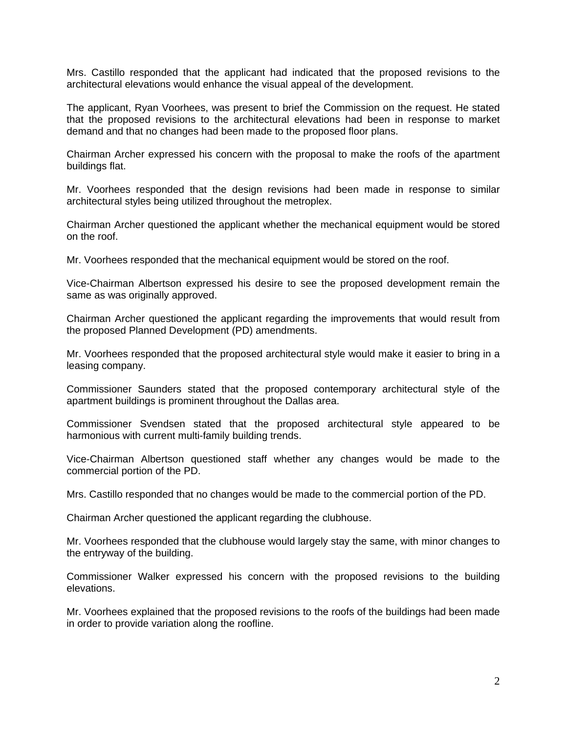Mrs. Castillo responded that the applicant had indicated that the proposed revisions to the architectural elevations would enhance the visual appeal of the development.

The applicant, Ryan Voorhees, was present to brief the Commission on the request. He stated that the proposed revisions to the architectural elevations had been in response to market demand and that no changes had been made to the proposed floor plans.

Chairman Archer expressed his concern with the proposal to make the roofs of the apartment buildings flat.

Mr. Voorhees responded that the design revisions had been made in response to similar architectural styles being utilized throughout the metroplex.

Chairman Archer questioned the applicant whether the mechanical equipment would be stored on the roof.

Mr. Voorhees responded that the mechanical equipment would be stored on the roof.

Vice-Chairman Albertson expressed his desire to see the proposed development remain the same as was originally approved.

Chairman Archer questioned the applicant regarding the improvements that would result from the proposed Planned Development (PD) amendments.

Mr. Voorhees responded that the proposed architectural style would make it easier to bring in a leasing company.

Commissioner Saunders stated that the proposed contemporary architectural style of the apartment buildings is prominent throughout the Dallas area.

Commissioner Svendsen stated that the proposed architectural style appeared to be harmonious with current multi-family building trends.

Vice-Chairman Albertson questioned staff whether any changes would be made to the commercial portion of the PD.

Mrs. Castillo responded that no changes would be made to the commercial portion of the PD.

Chairman Archer questioned the applicant regarding the clubhouse.

Mr. Voorhees responded that the clubhouse would largely stay the same, with minor changes to the entryway of the building.

Commissioner Walker expressed his concern with the proposed revisions to the building elevations.

Mr. Voorhees explained that the proposed revisions to the roofs of the buildings had been made in order to provide variation along the roofline.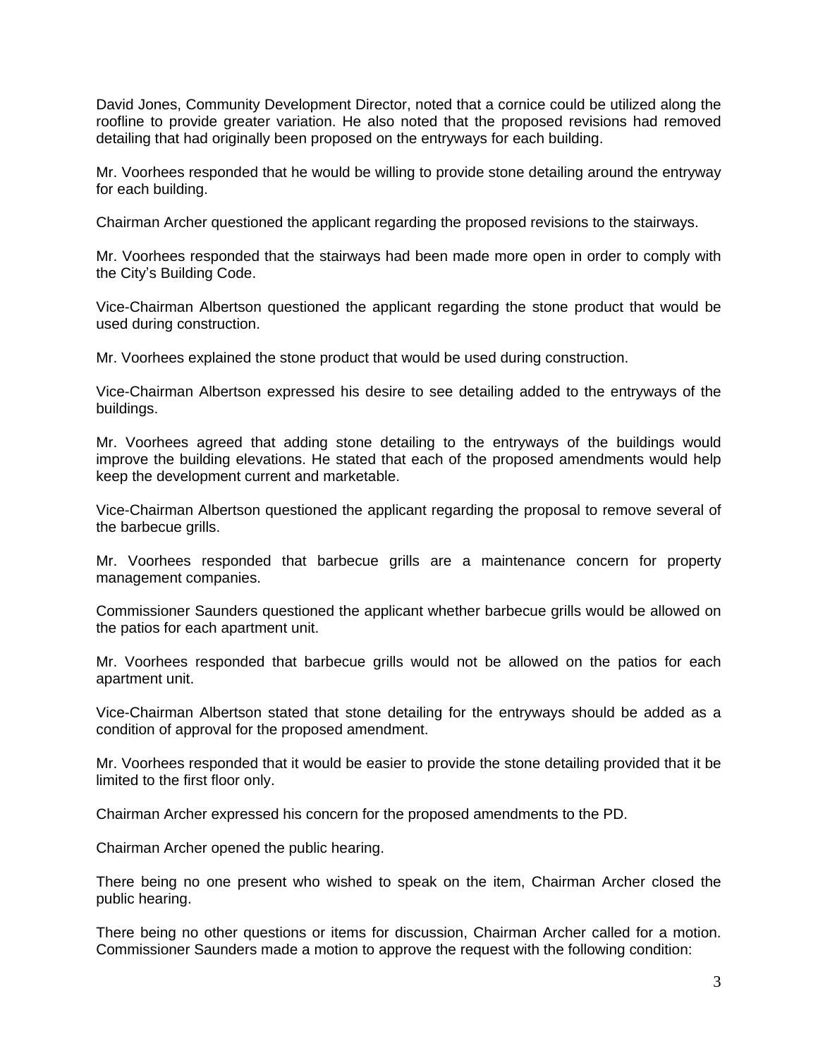David Jones, Community Development Director, noted that a cornice could be utilized along the roofline to provide greater variation. He also noted that the proposed revisions had removed detailing that had originally been proposed on the entryways for each building.

Mr. Voorhees responded that he would be willing to provide stone detailing around the entryway for each building.

Chairman Archer questioned the applicant regarding the proposed revisions to the stairways.

Mr. Voorhees responded that the stairways had been made more open in order to comply with the City's Building Code.

Vice-Chairman Albertson questioned the applicant regarding the stone product that would be used during construction.

Mr. Voorhees explained the stone product that would be used during construction.

Vice-Chairman Albertson expressed his desire to see detailing added to the entryways of the buildings.

Mr. Voorhees agreed that adding stone detailing to the entryways of the buildings would improve the building elevations. He stated that each of the proposed amendments would help keep the development current and marketable.

Vice-Chairman Albertson questioned the applicant regarding the proposal to remove several of the barbecue grills.

Mr. Voorhees responded that barbecue grills are a maintenance concern for property management companies.

Commissioner Saunders questioned the applicant whether barbecue grills would be allowed on the patios for each apartment unit.

Mr. Voorhees responded that barbecue grills would not be allowed on the patios for each apartment unit.

Vice-Chairman Albertson stated that stone detailing for the entryways should be added as a condition of approval for the proposed amendment.

Mr. Voorhees responded that it would be easier to provide the stone detailing provided that it be limited to the first floor only.

Chairman Archer expressed his concern for the proposed amendments to the PD.

Chairman Archer opened the public hearing.

There being no one present who wished to speak on the item, Chairman Archer closed the public hearing.

There being no other questions or items for discussion, Chairman Archer called for a motion. Commissioner Saunders made a motion to approve the request with the following condition: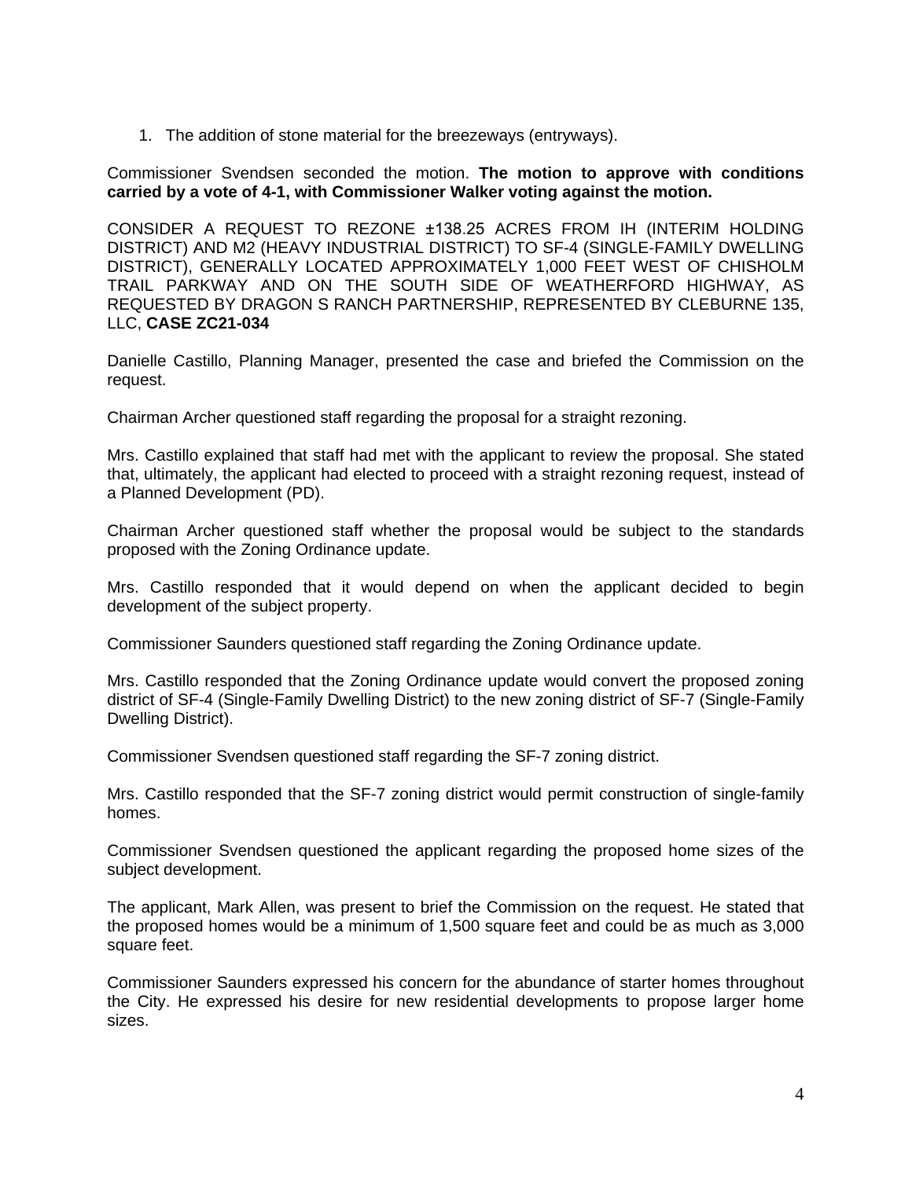1. The addition of stone material for the breezeways (entryways).

Commissioner Svendsen seconded the motion. **The motion to approve with conditions carried by a vote of 4-1, with Commissioner Walker voting against the motion.**

CONSIDER A REQUEST TO REZONE ±138.25 ACRES FROM IH (INTERIM HOLDING DISTRICT) AND M2 (HEAVY INDUSTRIAL DISTRICT) TO SF-4 (SINGLE-FAMILY DWELLING DISTRICT), GENERALLY LOCATED APPROXIMATELY 1,000 FEET WEST OF CHISHOLM TRAIL PARKWAY AND ON THE SOUTH SIDE OF WEATHERFORD HIGHWAY, AS REQUESTED BY DRAGON S RANCH PARTNERSHIP, REPRESENTED BY CLEBURNE 135, LLC, **CASE ZC21-034**

Danielle Castillo, Planning Manager, presented the case and briefed the Commission on the request.

Chairman Archer questioned staff regarding the proposal for a straight rezoning.

Mrs. Castillo explained that staff had met with the applicant to review the proposal. She stated that, ultimately, the applicant had elected to proceed with a straight rezoning request, instead of a Planned Development (PD).

Chairman Archer questioned staff whether the proposal would be subject to the standards proposed with the Zoning Ordinance update.

Mrs. Castillo responded that it would depend on when the applicant decided to begin development of the subject property.

Commissioner Saunders questioned staff regarding the Zoning Ordinance update.

Mrs. Castillo responded that the Zoning Ordinance update would convert the proposed zoning district of SF-4 (Single-Family Dwelling District) to the new zoning district of SF-7 (Single-Family Dwelling District).

Commissioner Svendsen questioned staff regarding the SF-7 zoning district.

Mrs. Castillo responded that the SF-7 zoning district would permit construction of single-family homes.

Commissioner Svendsen questioned the applicant regarding the proposed home sizes of the subject development.

The applicant, Mark Allen, was present to brief the Commission on the request. He stated that the proposed homes would be a minimum of 1,500 square feet and could be as much as 3,000 square feet.

Commissioner Saunders expressed his concern for the abundance of starter homes throughout the City. He expressed his desire for new residential developments to propose larger home sizes.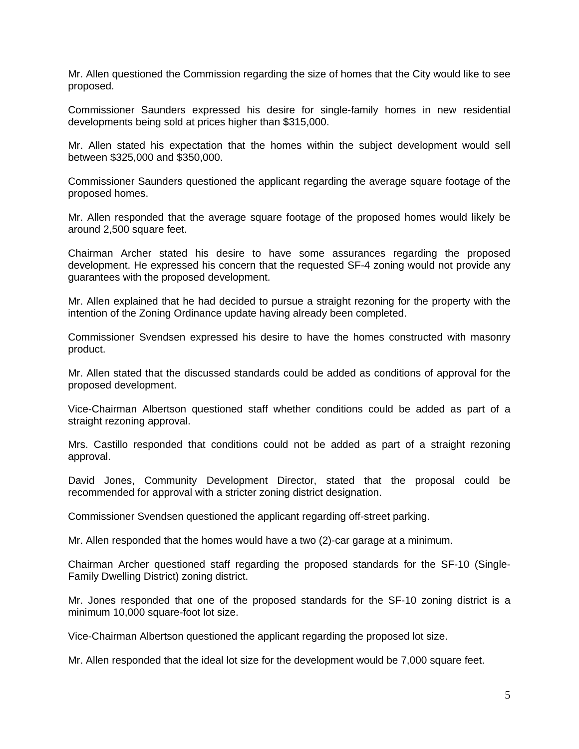Mr. Allen questioned the Commission regarding the size of homes that the City would like to see proposed.

Commissioner Saunders expressed his desire for single-family homes in new residential developments being sold at prices higher than $315,000.

Mr. Allen stated his expectation that the homes within the subject development would sell between $325,000 and $350,000.

Commissioner Saunders questioned the applicant regarding the average square footage of the proposed homes.

Mr. Allen responded that the average square footage of the proposed homes would likely be around 2,500 square feet.

Chairman Archer stated his desire to have some assurances regarding the proposed development. He expressed his concern that the requested SF-4 zoning would not provide any guarantees with the proposed development.

Mr. Allen explained that he had decided to pursue a straight rezoning for the property with the intention of the Zoning Ordinance update having already been completed.

Commissioner Svendsen expressed his desire to have the homes constructed with masonry product.

Mr. Allen stated that the discussed standards could be added as conditions of approval for the proposed development.

Vice-Chairman Albertson questioned staff whether conditions could be added as part of a straight rezoning approval.

Mrs. Castillo responded that conditions could not be added as part of a straight rezoning approval.

David Jones, Community Development Director, stated that the proposal could be recommended for approval with a stricter zoning district designation.

Commissioner Svendsen questioned the applicant regarding off-street parking.

Mr. Allen responded that the homes would have a two (2)-car garage at a minimum.

Chairman Archer questioned staff regarding the proposed standards for the SF-10 (Single-Family Dwelling District) zoning district.

Mr. Jones responded that one of the proposed standards for the SF-10 zoning district is a minimum 10,000 square-foot lot size.

Vice-Chairman Albertson questioned the applicant regarding the proposed lot size.

Mr. Allen responded that the ideal lot size for the development would be 7,000 square feet.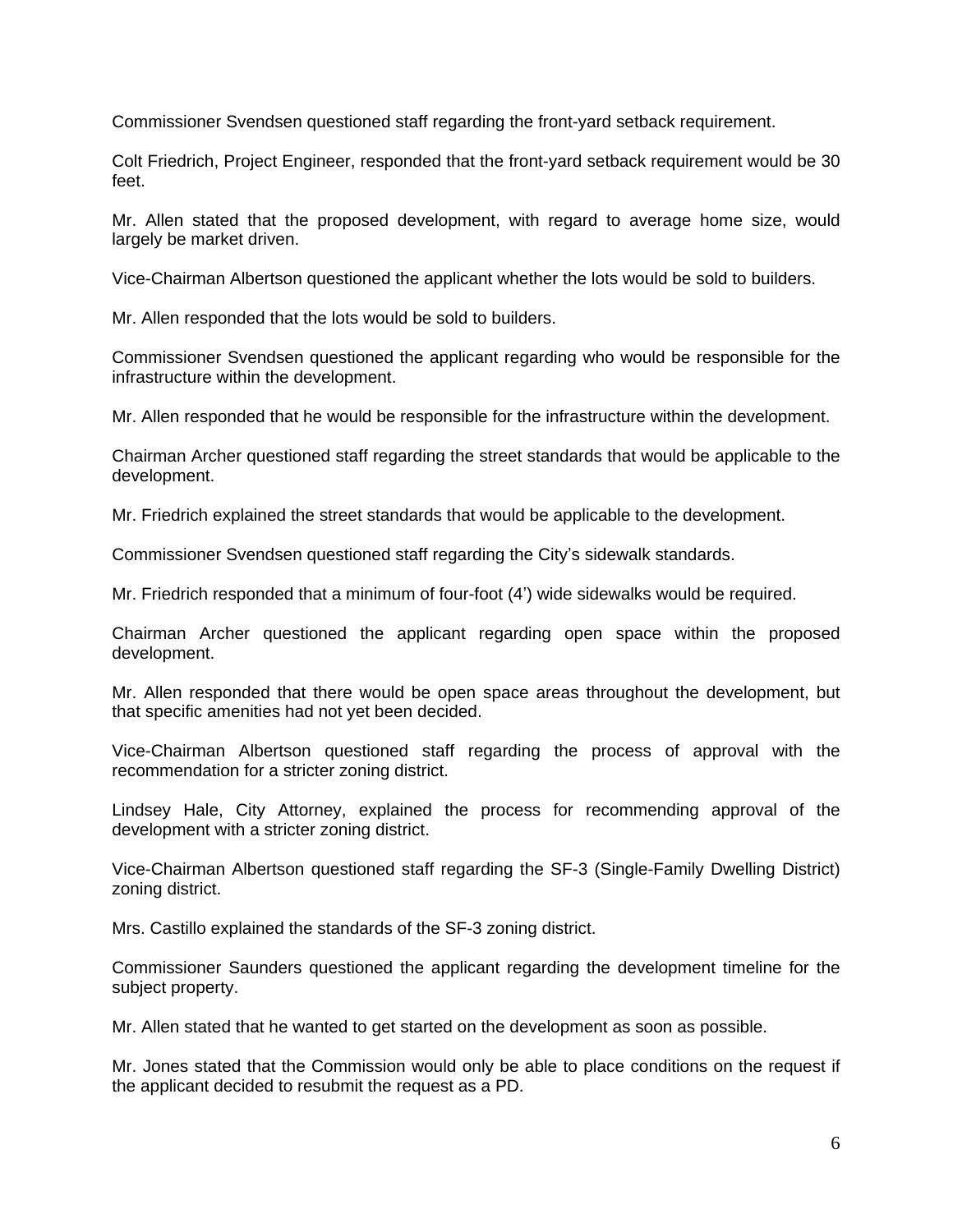Commissioner Svendsen questioned staff regarding the front-yard setback requirement.

Colt Friedrich, Project Engineer, responded that the front-yard setback requirement would be 30 feet.

Mr. Allen stated that the proposed development, with regard to average home size, would largely be market driven.

Vice-Chairman Albertson questioned the applicant whether the lots would be sold to builders.

Mr. Allen responded that the lots would be sold to builders.

Commissioner Svendsen questioned the applicant regarding who would be responsible for the infrastructure within the development.

Mr. Allen responded that he would be responsible for the infrastructure within the development.

Chairman Archer questioned staff regarding the street standards that would be applicable to the development.

Mr. Friedrich explained the street standards that would be applicable to the development.

Commissioner Svendsen questioned staff regarding the City's sidewalk standards.

Mr. Friedrich responded that a minimum of four-foot (4') wide sidewalks would be required.

Chairman Archer questioned the applicant regarding open space within the proposed development.

Mr. Allen responded that there would be open space areas throughout the development, but that specific amenities had not yet been decided.

Vice-Chairman Albertson questioned staff regarding the process of approval with the recommendation for a stricter zoning district.

Lindsey Hale, City Attorney, explained the process for recommending approval of the development with a stricter zoning district.

Vice-Chairman Albertson questioned staff regarding the SF-3 (Single-Family Dwelling District) zoning district.

Mrs. Castillo explained the standards of the SF-3 zoning district.

Commissioner Saunders questioned the applicant regarding the development timeline for the subject property.

Mr. Allen stated that he wanted to get started on the development as soon as possible.

Mr. Jones stated that the Commission would only be able to place conditions on the request if the applicant decided to resubmit the request as a PD.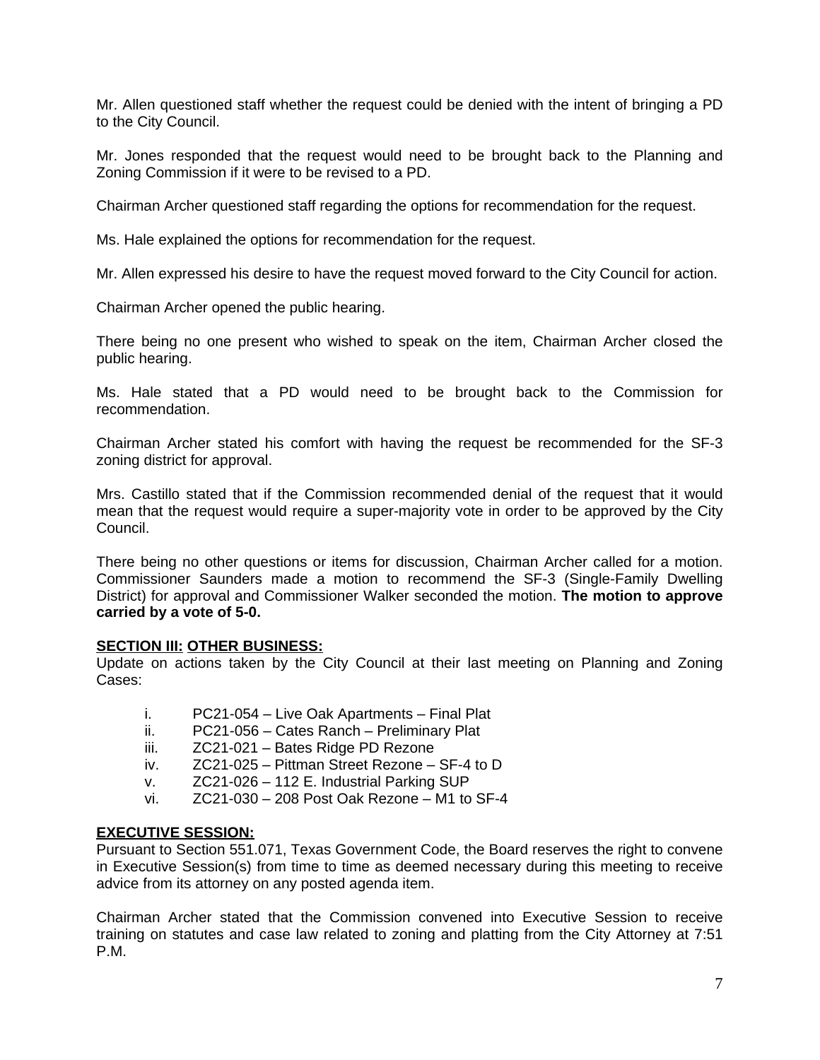Mr. Allen questioned staff whether the request could be denied with the intent of bringing a PD to the City Council.

Mr. Jones responded that the request would need to be brought back to the Planning and Zoning Commission if it were to be revised to a PD.

Chairman Archer questioned staff regarding the options for recommendation for the request.

Ms. Hale explained the options for recommendation for the request.

Mr. Allen expressed his desire to have the request moved forward to the City Council for action.

Chairman Archer opened the public hearing.

There being no one present who wished to speak on the item, Chairman Archer closed the public hearing.

Ms. Hale stated that a PD would need to be brought back to the Commission for recommendation.

Chairman Archer stated his comfort with having the request be recommended for the SF-3 zoning district for approval.

Mrs. Castillo stated that if the Commission recommended denial of the request that it would mean that the request would require a super-majority vote in order to be approved by the City Council.

There being no other questions or items for discussion, Chairman Archer called for a motion. Commissioner Saunders made a motion to recommend the SF-3 (Single-Family Dwelling District) for approval and Commissioner Walker seconded the motion. **The motion to approve carried by a vote of 5-0.**

**SECTION III: OTHER BUSINESS:**

Update on actions taken by the City Council at their last meeting on Planning and Zoning Cases:

i. PC21-054 – Live Oak Apartments – Final Plat
ii. PC21-056 – Cates Ranch – Preliminary Plat
iii. ZC21-021 – Bates Ridge PD Rezone
iv. ZC21-025 – Pittman Street Rezone – SF-4 to D
v. ZC21-026 – 112 E. Industrial Parking SUP
vi. ZC21-030 – 208 Post Oak Rezone – M1 to SF-4

**EXECUTIVE SESSION:**

Pursuant to Section 551.071, Texas Government Code, the Board reserves the right to convene in Executive Session(s) from time to time as deemed necessary during this meeting to receive advice from its attorney on any posted agenda item.

Chairman Archer stated that the Commission convened into Executive Session to receive training on statutes and case law related to zoning and platting from the City Attorney at 7:51 P.M.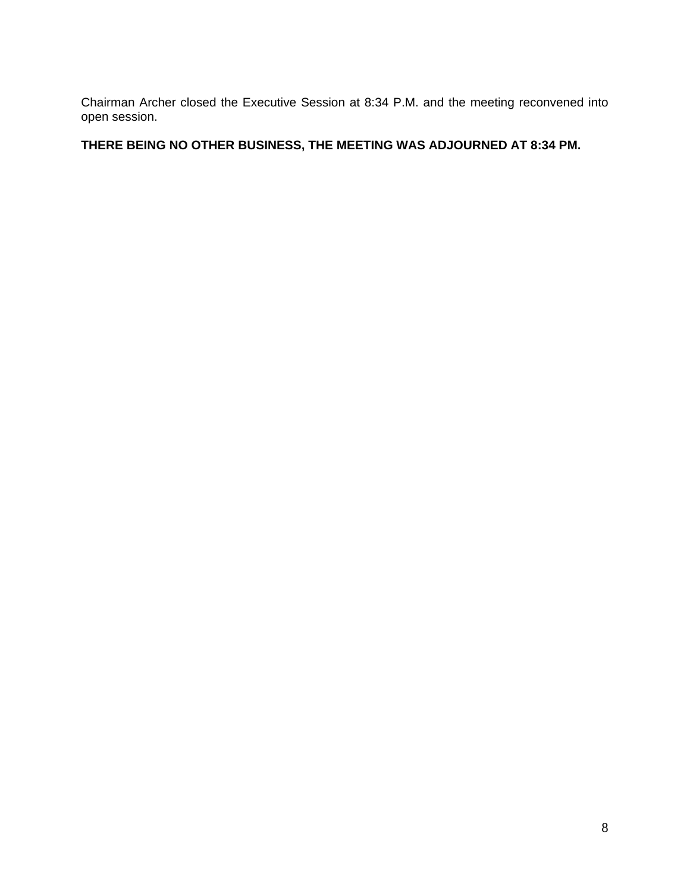Chairman Archer closed the Executive Session at 8:34 P.M. and the meeting reconvened into open session.

**THERE BEING NO OTHER BUSINESS, THE MEETING WAS ADJOURNED AT 8:34 PM.**